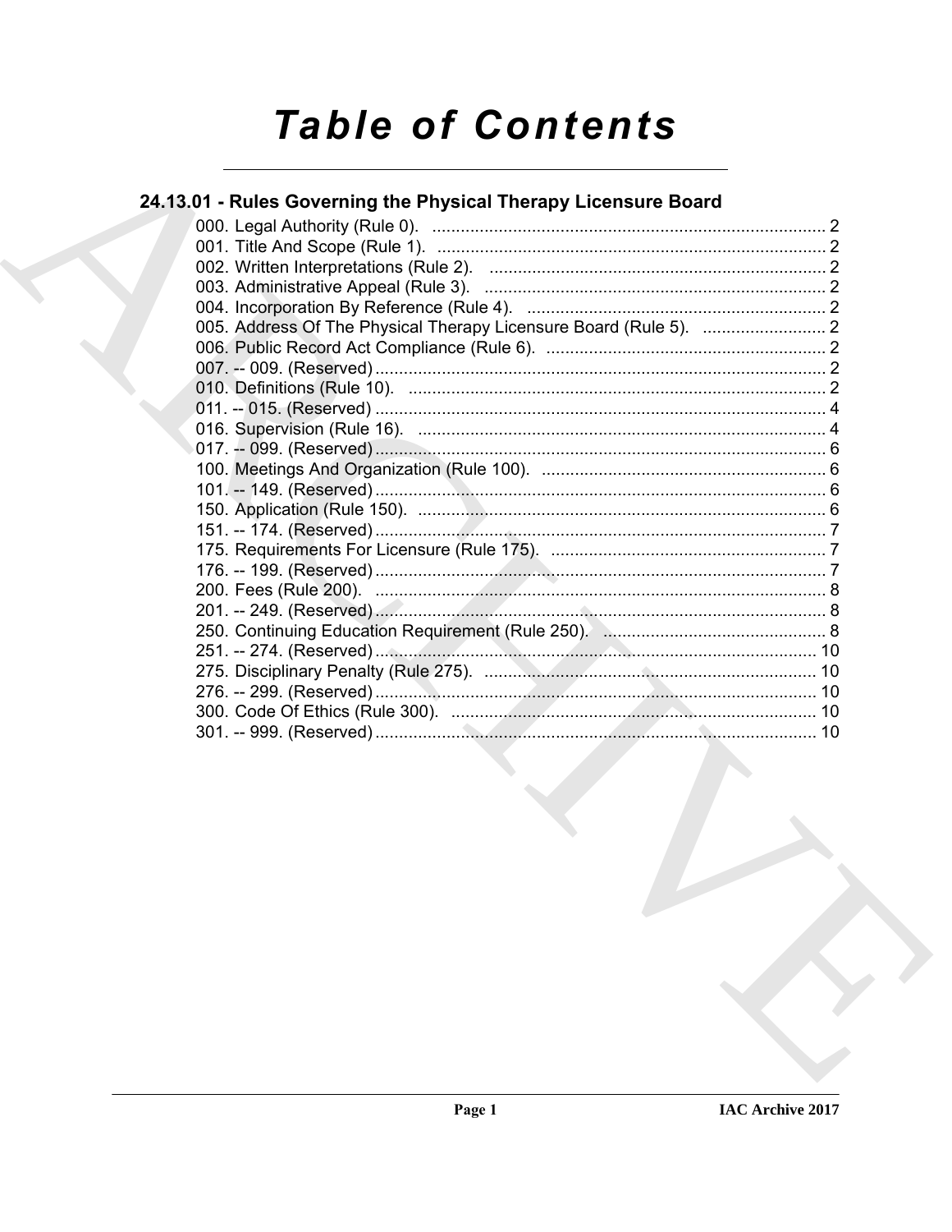# Table of Contents

## 24.13.01 - Rules Governing the Physical Therapy Licensure Board

000. Legal Authority (Rule 0). ........................................................................ 2
001. Title And Scope (Rule 1). ........................................................................ 2
002. Written Interpretations (Rule 2). ........................................................................ 2
003. Administrative Appeal (Rule 3). ........................................................................ 2
004. Incorporation By Reference (Rule 4). ........................................................................ 2
005. Address Of The Physical Therapy Licensure Board (Rule 5). ........................ 2
006. Public Record Act Compliance (Rule 6). ........................................................................ 2
007. -- 009. (Reserved) ........................................................................ 2
010. Definitions (Rule 10). ........................................................................ 2
011. -- 015. (Reserved) ........................................................................ 4
016. Supervision (Rule 16). ........................................................................ 4
017. -- 099. (Reserved) ........................................................................ 6
100. Meetings And Organization (Rule 100). ........................................................................ 6
101. -- 149. (Reserved) ........................................................................ 6
150. Application (Rule 150). ........................................................................ 6
151. -- 174. (Reserved) ........................................................................ 7
175. Requirements For Licensure (Rule 175). ........................................................................ 7
176. -- 199. (Reserved) ........................................................................ 7
200. Fees (Rule 200). ........................................................................ 8
201. -- 249. (Reserved) ........................................................................ 8
250. Continuing Education Requirement (Rule 250). ........................................................................ 8
251. -- 274. (Reserved) ........................................................................ 10
275. Disciplinary Penalty (Rule 275). ........................................................................ 10
276. -- 299. (Reserved) ........................................................................ 10
300. Code Of Ethics (Rule 300). ........................................................................ 10
301. -- 999. (Reserved) ........................................................................ 10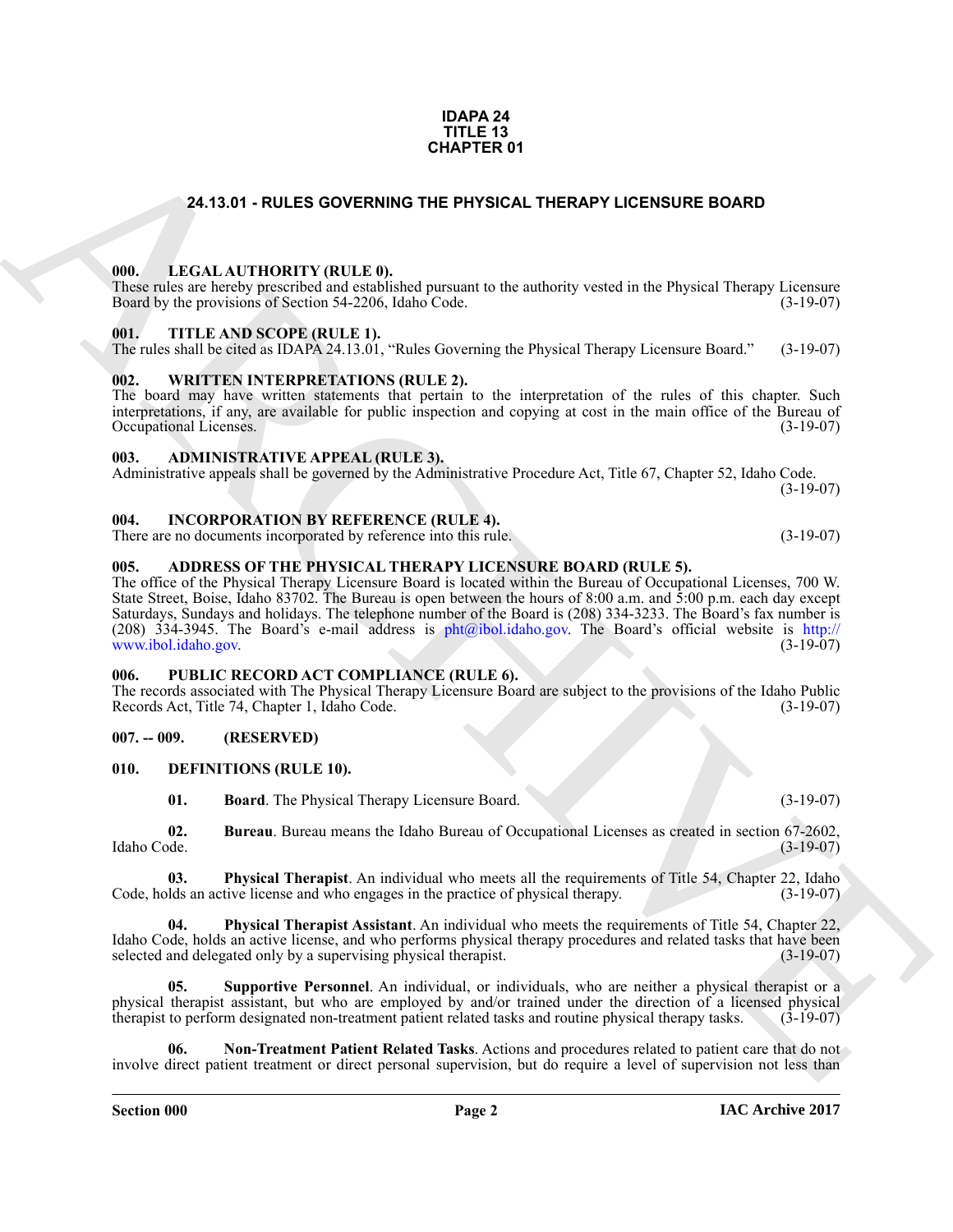**IDAPA 24
TITLE 13
CHAPTER 01**

# 24.13.01 - RULES GOVERNING THE PHYSICAL THERAPY LICENSURE BOARD

### 000. LEGAL AUTHORITY (RULE 0).

These rules are hereby prescribed and established pursuant to the authority vested in the Physical Therapy Licensure Board by the provisions of Section 54-2206, Idaho Code. (3-19-07)

### 001. TITLE AND SCOPE (RULE 1).

The rules shall be cited as IDAPA 24.13.01, "Rules Governing the Physical Therapy Licensure Board." (3-19-07)

### 002. WRITTEN INTERPRETATIONS (RULE 2).

The board may have written statements that pertain to the interpretation of the rules of this chapter. Such interpretations, if any, are available for public inspection and copying at cost in the main office of the Bureau of Occupational Licenses. (3-19-07)

### 003. ADMINISTRATIVE APPEAL (RULE 3).

Administrative appeals shall be governed by the Administrative Procedure Act, Title 67, Chapter 52, Idaho Code. (3-19-07)

### 004. INCORPORATION BY REFERENCE (RULE 4).

There are no documents incorporated by reference into this rule. (3-19-07)

### 005. ADDRESS OF THE PHYSICAL THERAPY LICENSURE BOARD (RULE 5).

The office of the Physical Therapy Licensure Board is located within the Bureau of Occupational Licenses, 700 W. State Street, Boise, Idaho 83702. The Bureau is open between the hours of 8:00 a.m. and 5:00 p.m. each day except Saturdays, Sundays and holidays. The telephone number of the Board is (208) 334-3233. The Board's fax number is (208) 334-3945. The Board's e-mail address is pht@ibol.idaho.gov. The Board's official website is http://www.ibol.idaho.gov. (3-19-07)

### 006. PUBLIC RECORD ACT COMPLIANCE (RULE 6).

The records associated with The Physical Therapy Licensure Board are subject to the provisions of the Idaho Public Records Act, Title 74, Chapter 1, Idaho Code. (3-19-07)

### 007. -- 009. (RESERVED)

### 010. DEFINITIONS (RULE 10).

**01. Board**. The Physical Therapy Licensure Board. (3-19-07)

**02. Bureau**. Bureau means the Idaho Bureau of Occupational Licenses as created in section 67-2602, Idaho Code. (3-19-07)

**03. Physical Therapist**. An individual who meets all the requirements of Title 54, Chapter 22, Idaho Code, holds an active license and who engages in the practice of physical therapy. (3-19-07)

**04. Physical Therapist Assistant**. An individual who meets the requirements of Title 54, Chapter 22, Idaho Code, holds an active license, and who performs physical therapy procedures and related tasks that have been selected and delegated only by a supervising physical therapist. (3-19-07)

**05. Supportive Personnel**. An individual, or individuals, who are neither a physical therapist or a physical therapist assistant, but who are employed by and/or trained under the direction of a licensed physical therapist to perform designated non-treatment patient related tasks and routine physical therapy tasks. (3-19-07)

**06. Non-Treatment Patient Related Tasks**. Actions and procedures related to patient care that do not involve direct patient treatment or direct personal supervision, but do require a level of supervision not less than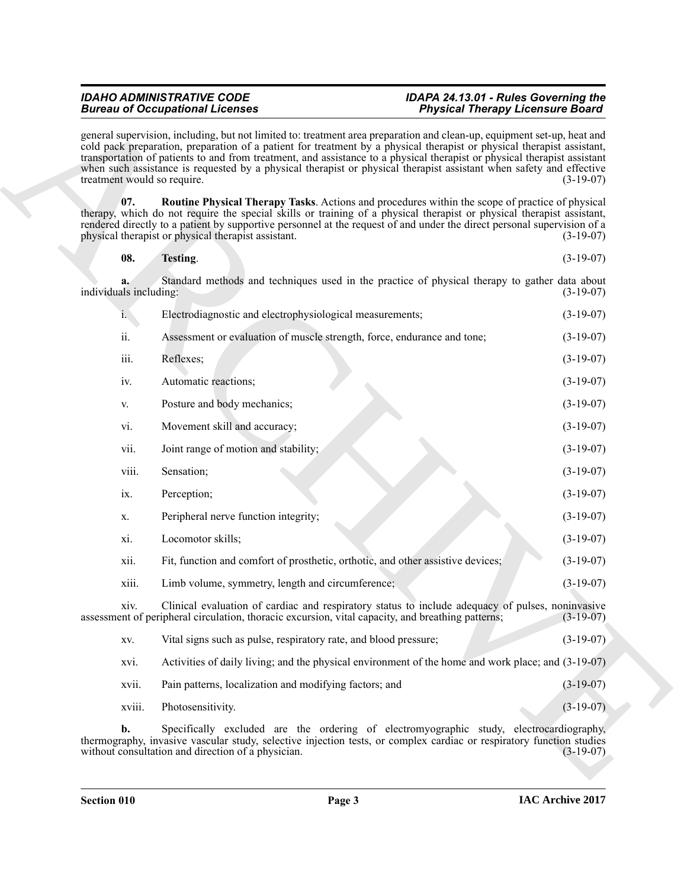general supervision, including, but not limited to: treatment area preparation and clean-up, equipment set-up, heat and cold pack preparation, preparation of a patient for treatment by a physical therapist or physical therapist assistant, transportation of patients to and from treatment, and assistance to a physical therapist or physical therapist assistant when such assistance is requested by a physical therapist or physical therapist assistant when safety and effective treatment would so require. (3-19-07)

**07. Routine Physical Therapy Tasks**. Actions and procedures within the scope of practice of physical therapy, which do not require the special skills or training of a physical therapist or physical therapist assistant, rendered directly to a patient by supportive personnel at the request of and under the direct personal supervision of a physical therapist or physical therapist assistant. (3-19-07)

**08. Testing**. (3-19-07)

**a.** Standard methods and techniques used in the practice of physical therapy to gather data about individuals including: (3-19-07)

i. Electrodiagnostic and electrophysiological measurements; (3-19-07)

ii. Assessment or evaluation of muscle strength, force, endurance and tone; (3-19-07)

iii. Reflexes; (3-19-07)

iv. Automatic reactions; (3-19-07)

v. Posture and body mechanics; (3-19-07)

vi. Movement skill and accuracy; (3-19-07)

vii. Joint range of motion and stability; (3-19-07)

viii. Sensation; (3-19-07)

ix. Perception; (3-19-07)

x. Peripheral nerve function integrity; (3-19-07)

xi. Locomotor skills; (3-19-07)

xii. Fit, function and comfort of prosthetic, orthotic, and other assistive devices; (3-19-07)

xiii. Limb volume, symmetry, length and circumference; (3-19-07)

xiv. Clinical evaluation of cardiac and respiratory status to include adequacy of pulses, noninvasive assessment of peripheral circulation, thoracic excursion, vital capacity, and breathing patterns; (3-19-07)

xv. Vital signs such as pulse, respiratory rate, and blood pressure; (3-19-07)

xvi. Activities of daily living; and the physical environment of the home and work place; and (3-19-07)

xvii. Pain patterns, localization and modifying factors; and (3-19-07)

xviii. Photosensitivity. (3-19-07)

**b.** Specifically excluded are the ordering of electromyographic study, electrocardiography, thermography, invasive vascular study, selective injection tests, or complex cardiac or respiratory function studies without consultation and direction of a physician. (3-19-07)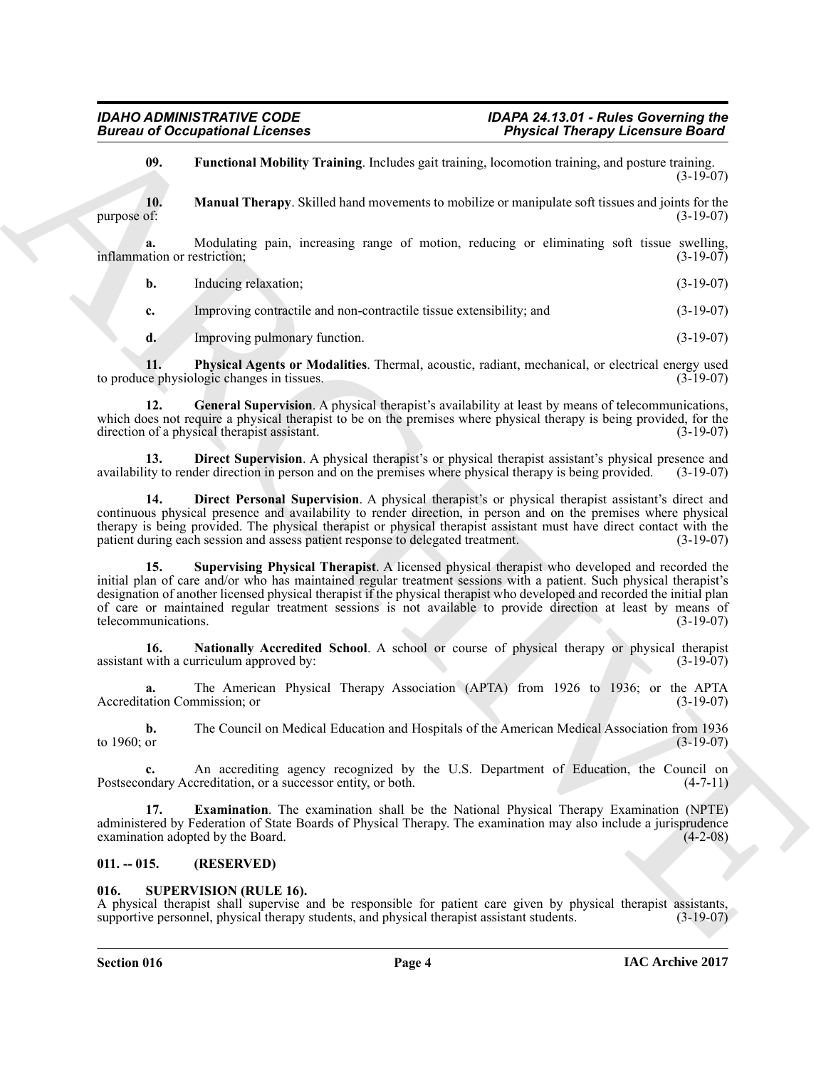**09. Functional Mobility Training**. Includes gait training, locomotion training, and posture training. (3-19-07)

**10. Manual Therapy**. Skilled hand movements to mobilize or manipulate soft tissues and joints for the purpose of: (3-19-07)

**a.** Modulating pain, increasing range of motion, reducing or eliminating soft tissue swelling, inflammation or restriction; (3-19-07)

**b.** Inducing relaxation; (3-19-07)

**c.** Improving contractile and non-contractile tissue extensibility; and (3-19-07)

**d.** Improving pulmonary function. (3-19-07)

**11. Physical Agents or Modalities**. Thermal, acoustic, radiant, mechanical, or electrical energy used to produce physiologic changes in tissues. (3-19-07)

**12. General Supervision**. A physical therapist's availability at least by means of telecommunications, which does not require a physical therapist to be on the premises where physical therapy is being provided, for the direction of a physical therapist assistant. (3-19-07)

**13. Direct Supervision**. A physical therapist's or physical therapist assistant's physical presence and availability to render direction in person and on the premises where physical therapy is being provided. (3-19-07)

**14. Direct Personal Supervision**. A physical therapist's or physical therapist assistant's direct and continuous physical presence and availability to render direction, in person and on the premises where physical therapy is being provided. The physical therapist or physical therapist assistant must have direct contact with the patient during each session and assess patient response to delegated treatment. (3-19-07)

**15. Supervising Physical Therapist**. A licensed physical therapist who developed and recorded the initial plan of care and/or who has maintained regular treatment sessions with a patient. Such physical therapist's designation of another licensed physical therapist if the physical therapist who developed and recorded the initial plan of care or maintained regular treatment sessions is not available to provide direction at least by means of telecommunications. (3-19-07)

**16. Nationally Accredited School**. A school or course of physical therapy or physical therapist assistant with a curriculum approved by: (3-19-07)

**a.** The American Physical Therapy Association (APTA) from 1926 to 1936; or the APTA Accreditation Commission; or (3-19-07)

**b.** The Council on Medical Education and Hospitals of the American Medical Association from 1936 to 1960; or (3-19-07)

**c.** An accrediting agency recognized by the U.S. Department of Education, the Council on Postsecondary Accreditation, or a successor entity, or both. (4-7-11)

**17. Examination**. The examination shall be the National Physical Therapy Examination (NPTE) administered by Federation of State Boards of Physical Therapy. The examination may also include a jurisprudence examination adopted by the Board. (4-2-08)

## 011. -- 015. (RESERVED)

## 016. SUPERVISION (RULE 16).

A physical therapist shall supervise and be responsible for patient care given by physical therapist assistants, supportive personnel, physical therapy students, and physical therapist assistant students. (3-19-07)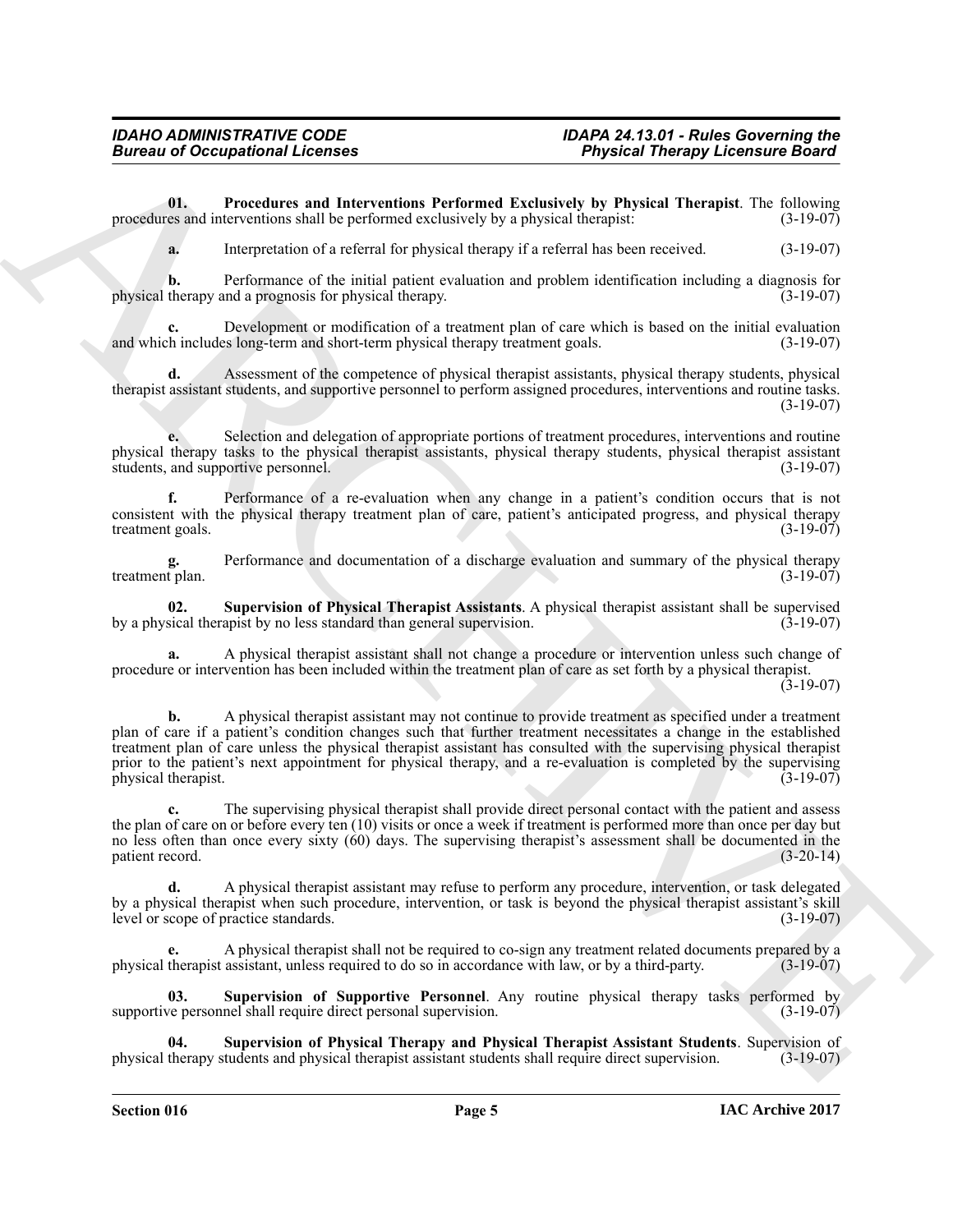**01. Procedures and Interventions Performed Exclusively by Physical Therapist**. The following procedures and interventions shall be performed exclusively by a physical therapist: (3-19-07)

**a.** Interpretation of a referral for physical therapy if a referral has been received. (3-19-07)

**b.** Performance of the initial patient evaluation and problem identification including a diagnosis for physical therapy and a prognosis for physical therapy. (3-19-07)

**c.** Development or modification of a treatment plan of care which is based on the initial evaluation and which includes long-term and short-term physical therapy treatment goals. (3-19-07)

**d.** Assessment of the competence of physical therapist assistants, physical therapy students, physical therapist assistant students, and supportive personnel to perform assigned procedures, interventions and routine tasks. (3-19-07)

**e.** Selection and delegation of appropriate portions of treatment procedures, interventions and routine physical therapy tasks to the physical therapist assistants, physical therapy students, physical therapist assistant students, and supportive personnel. (3-19-07)

**f.** Performance of a re-evaluation when any change in a patient's condition occurs that is not consistent with the physical therapy treatment plan of care, patient's anticipated progress, and physical therapy treatment goals. (3-19-07)

**g.** Performance and documentation of a discharge evaluation and summary of the physical therapy treatment plan. (3-19-07)

**02. Supervision of Physical Therapist Assistants**. A physical therapist assistant shall be supervised by a physical therapist by no less standard than general supervision. (3-19-07)

**a.** A physical therapist assistant shall not change a procedure or intervention unless such change of procedure or intervention has been included within the treatment plan of care as set forth by a physical therapist. (3-19-07)

**b.** A physical therapist assistant may not continue to provide treatment as specified under a treatment plan of care if a patient's condition changes such that further treatment necessitates a change in the established treatment plan of care unless the physical therapist assistant has consulted with the supervising physical therapist prior to the patient's next appointment for physical therapy, and a re-evaluation is completed by the supervising physical therapist. (3-19-07)

**c.** The supervising physical therapist shall provide direct personal contact with the patient and assess the plan of care on or before every ten (10) visits or once a week if treatment is performed more than once per day but no less often than once every sixty (60) days. The supervising therapist's assessment shall be documented in the patient record. (3-20-14)

**d.** A physical therapist assistant may refuse to perform any procedure, intervention, or task delegated by a physical therapist when such procedure, intervention, or task is beyond the physical therapist assistant's skill level or scope of practice standards. (3-19-07)

**e.** A physical therapist shall not be required to co-sign any treatment related documents prepared by a physical therapist assistant, unless required to do so in accordance with law, or by a third-party. (3-19-07)

**03. Supervision of Supportive Personnel**. Any routine physical therapy tasks performed by supportive personnel shall require direct personal supervision. (3-19-07)

**04. Supervision of Physical Therapy and Physical Therapist Assistant Students**. Supervision of physical therapy students and physical therapist assistant students shall require direct supervision. (3-19-07)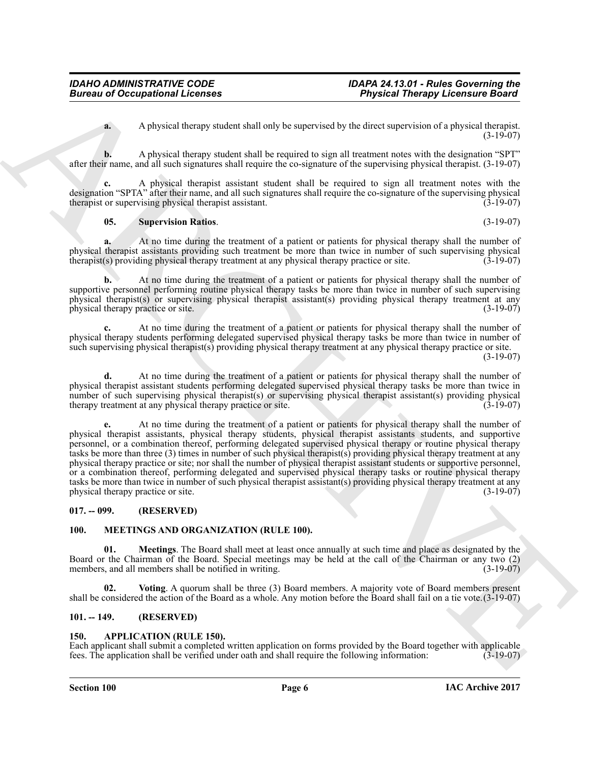**a.** A physical therapy student shall only be supervised by the direct supervision of a physical therapist. (3-19-07)

**b.** A physical therapy student shall be required to sign all treatment notes with the designation "SPT" after their name, and all such signatures shall require the co-signature of the supervising physical therapist. (3-19-07)

**c.** A physical therapist assistant student shall be required to sign all treatment notes with the designation "SPTA" after their name, and all such signatures shall require the co-signature of the supervising physical therapist or supervising physical therapist assistant. (3-19-07)

**05. Supervision Ratios**. (3-19-07)

**a.** At no time during the treatment of a patient or patients for physical therapy shall the number of physical therapist assistants providing such treatment be more than twice in number of such supervising physical therapist(s) providing physical therapy treatment at any physical therapy practice or site. (3-19-07)

**b.** At no time during the treatment of a patient or patients for physical therapy shall the number of supportive personnel performing routine physical therapy tasks be more than twice in number of such supervising physical therapist(s) or supervising physical therapist assistant(s) providing physical therapy treatment at any physical therapy practice or site. (3-19-07)

**c.** At no time during the treatment of a patient or patients for physical therapy shall the number of physical therapy students performing delegated supervised physical therapy tasks be more than twice in number of such supervising physical therapist(s) providing physical therapy treatment at any physical therapy practice or site. (3-19-07)

**d.** At no time during the treatment of a patient or patients for physical therapy shall the number of physical therapist assistant students performing delegated supervised physical therapy tasks be more than twice in number of such supervising physical therapist(s) or supervising physical therapist assistant(s) providing physical therapy treatment at any physical therapy practice or site. (3-19-07)

**e.** At no time during the treatment of a patient or patients for physical therapy shall the number of physical therapist assistants, physical therapy students, physical therapist assistants students, and supportive personnel, or a combination thereof, performing delegated supervised physical therapy or routine physical therapy tasks be more than three (3) times in number of such physical therapist(s) providing physical therapy treatment at any physical therapy practice or site; nor shall the number of physical therapist assistant students or supportive personnel, or a combination thereof, performing delegated and supervised physical therapy tasks or routine physical therapy tasks be more than twice in number of such physical therapist assistant(s) providing physical therapy treatment at any physical therapy practice or site. (3-19-07)

## 017. -- 099. (RESERVED)

## 100. MEETINGS AND ORGANIZATION (RULE 100).

**01. Meetings**. The Board shall meet at least once annually at such time and place as designated by the Board or the Chairman of the Board. Special meetings may be held at the call of the Chairman or any two (2) members, and all members shall be notified in writing. (3-19-07)

**02. Voting**. A quorum shall be three (3) Board members. A majority vote of Board members present shall be considered the action of the Board as a whole. Any motion before the Board shall fail on a tie vote. (3-19-07)

## 101. -- 149. (RESERVED)

## 150. APPLICATION (RULE 150).

Each applicant shall submit a completed written application on forms provided by the Board together with applicable fees. The application shall be verified under oath and shall require the following information: (3-19-07)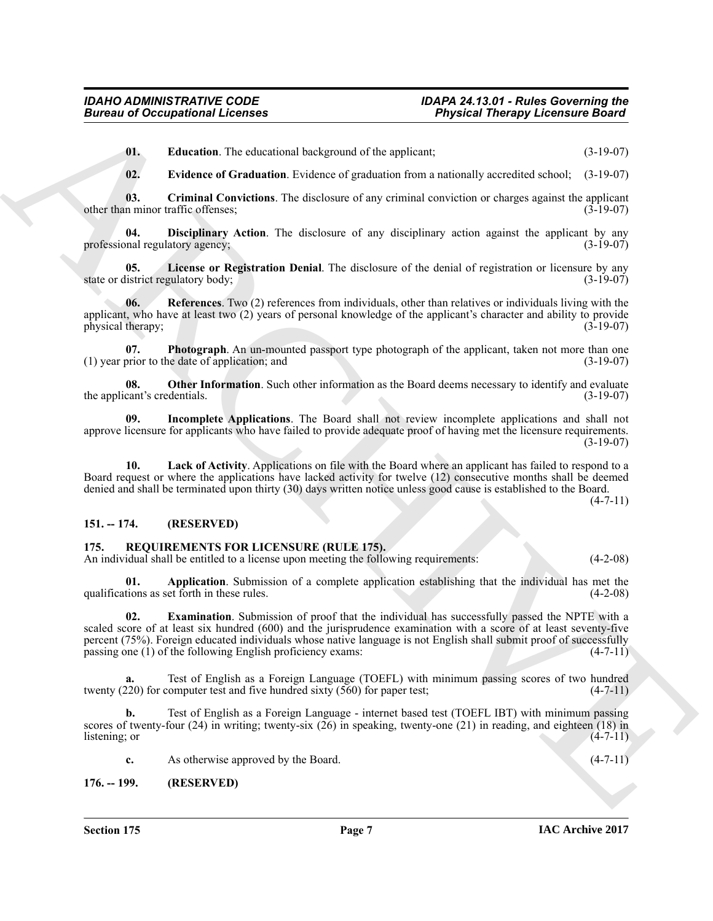**01. Education**. The educational background of the applicant; (3-19-07)

**02. Evidence of Graduation**. Evidence of graduation from a nationally accredited school; (3-19-07)

**03. Criminal Convictions**. The disclosure of any criminal conviction or charges against the applicant other than minor traffic offenses; (3-19-07)

**04. Disciplinary Action**. The disclosure of any disciplinary action against the applicant by any professional regulatory agency; (3-19-07)

**05. License or Registration Denial**. The disclosure of the denial of registration or licensure by any state or district regulatory body; (3-19-07)

**06. References**. Two (2) references from individuals, other than relatives or individuals living with the applicant, who have at least two (2) years of personal knowledge of the applicant's character and ability to provide physical therapy; (3-19-07)

**07. Photograph**. An un-mounted passport type photograph of the applicant, taken not more than one (1) year prior to the date of application; and (3-19-07)

**08. Other Information**. Such other information as the Board deems necessary to identify and evaluate the applicant's credentials. (3-19-07)

**09. Incomplete Applications**. The Board shall not review incomplete applications and shall not approve licensure for applicants who have failed to provide adequate proof of having met the licensure requirements. (3-19-07)

**10. Lack of Activity**. Applications on file with the Board where an applicant has failed to respond to a Board request or where the applications have lacked activity for twelve (12) consecutive months shall be deemed denied and shall be terminated upon thirty (30) days written notice unless good cause is established to the Board. (4-7-11)

## 151. -- 174. (RESERVED)

## 175. REQUIREMENTS FOR LICENSURE (RULE 175).

An individual shall be entitled to a license upon meeting the following requirements: (4-2-08)

**01. Application**. Submission of a complete application establishing that the individual has met the qualifications as set forth in these rules. (4-2-08)

**02. Examination**. Submission of proof that the individual has successfully passed the NPTE with a scaled score of at least six hundred (600) and the jurisprudence examination with a score of at least seventy-five percent (75%). Foreign educated individuals whose native language is not English shall submit proof of successfully passing one (1) of the following English proficiency exams: (4-7-11)

**a.** Test of English as a Foreign Language (TOEFL) with minimum passing scores of two hundred twenty (220) for computer test and five hundred sixty (560) for paper test; (4-7-11)

**b.** Test of English as a Foreign Language - internet based test (TOEFL IBT) with minimum passing scores of twenty-four (24) in writing; twenty-six (26) in speaking, twenty-one (21) in reading, and eighteen (18) in listening; or (4-7-11)

**c.** As otherwise approved by the Board. (4-7-11)

## 176. -- 199. (RESERVED)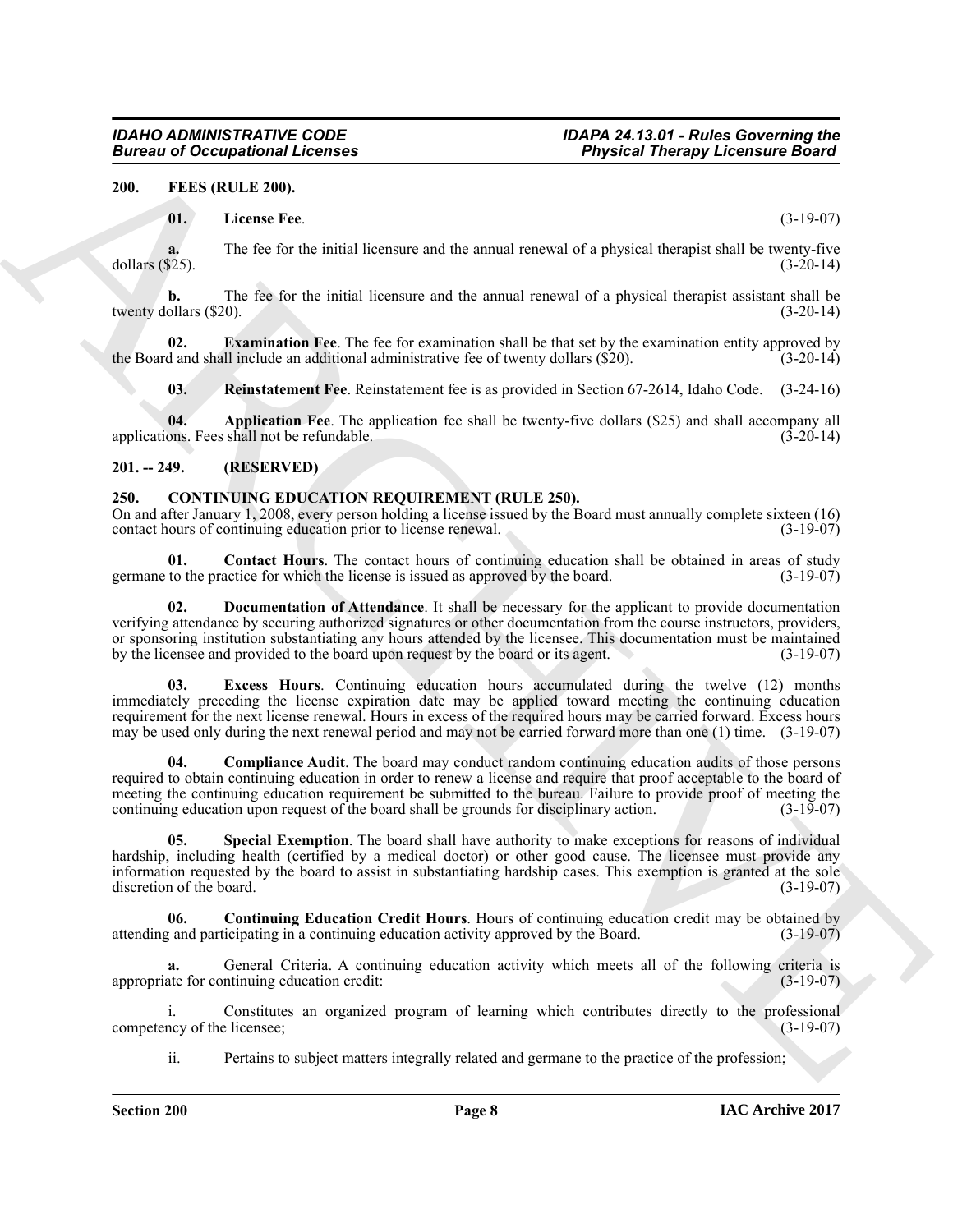**200. FEES (RULE 200).**

**01. License Fee**. (3-19-07)

**a.** The fee for the initial licensure and the annual renewal of a physical therapist shall be twenty-five dollars ($25). (3-20-14)

**b.** The fee for the initial licensure and the annual renewal of a physical therapist assistant shall be twenty dollars ($20). (3-20-14)

**02. Examination Fee**. The fee for examination shall be that set by the examination entity approved by the Board and shall include an additional administrative fee of twenty dollars ($20). (3-20-14)

**03. Reinstatement Fee**. Reinstatement fee is as provided in Section 67-2614, Idaho Code. (3-24-16)

**04. Application Fee**. The application fee shall be twenty-five dollars ($25) and shall accompany all applications. Fees shall not be refundable. (3-20-14)

**201. -- 249. (RESERVED)**

**250. CONTINUING EDUCATION REQUIREMENT (RULE 250).**

On and after January 1, 2008, every person holding a license issued by the Board must annually complete sixteen (16) contact hours of continuing education prior to license renewal. (3-19-07)

**01. Contact Hours**. The contact hours of continuing education shall be obtained in areas of study germane to the practice for which the license is issued as approved by the board. (3-19-07)

**02. Documentation of Attendance**. It shall be necessary for the applicant to provide documentation verifying attendance by securing authorized signatures or other documentation from the course instructors, providers, or sponsoring institution substantiating any hours attended by the licensee. This documentation must be maintained by the licensee and provided to the board upon request by the board or its agent. (3-19-07)

**03. Excess Hours**. Continuing education hours accumulated during the twelve (12) months immediately preceding the license expiration date may be applied toward meeting the continuing education requirement for the next license renewal. Hours in excess of the required hours may be carried forward. Excess hours may be used only during the next renewal period and may not be carried forward more than one (1) time. (3-19-07)

**04. Compliance Audit**. The board may conduct random continuing education audits of those persons required to obtain continuing education in order to renew a license and require that proof acceptable to the board of meeting the continuing education requirement be submitted to the bureau. Failure to provide proof of meeting the continuing education upon request of the board shall be grounds for disciplinary action. (3-19-07)

**05. Special Exemption**. The board shall have authority to make exceptions for reasons of individual hardship, including health (certified by a medical doctor) or other good cause. The licensee must provide any information requested by the board to assist in substantiating hardship cases. This exemption is granted at the sole discretion of the board. (3-19-07)

**06. Continuing Education Credit Hours**. Hours of continuing education credit may be obtained by attending and participating in a continuing education activity approved by the Board. (3-19-07)

**a.** General Criteria. A continuing education activity which meets all of the following criteria is appropriate for continuing education credit: (3-19-07)

i. Constitutes an organized program of learning which contributes directly to the professional competency of the licensee; (3-19-07)

ii. Pertains to subject matters integrally related and germane to the practice of the profession;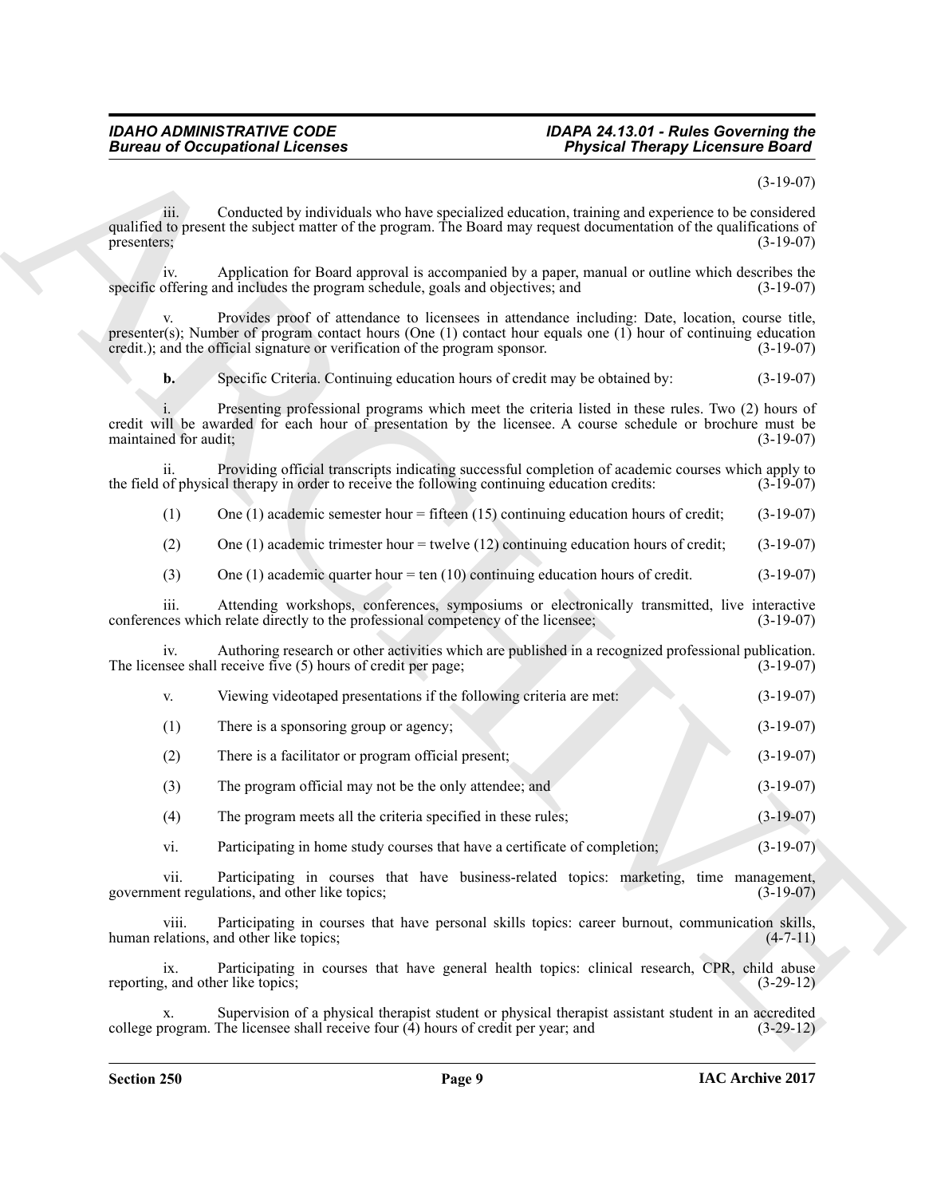(3-19-07)

iii. Conducted by individuals who have specialized education, training and experience to be considered qualified to present the subject matter of the program. The Board may request documentation of the qualifications of presenters; (3-19-07)

iv. Application for Board approval is accompanied by a paper, manual or outline which describes the specific offering and includes the program schedule, goals and objectives; and (3-19-07)

v. Provides proof of attendance to licensees in attendance including: Date, location, course title, presenter(s); Number of program contact hours (One (1) contact hour equals one (1) hour of continuing education credit.); and the official signature or verification of the program sponsor. (3-19-07)

**b.** Specific Criteria. Continuing education hours of credit may be obtained by: (3-19-07)

i. Presenting professional programs which meet the criteria listed in these rules. Two (2) hours of credit will be awarded for each hour of presentation by the licensee. A course schedule or brochure must be maintained for audit; (3-19-07)

ii. Providing official transcripts indicating successful completion of academic courses which apply to the field of physical therapy in order to receive the following continuing education credits: (3-19-07)

(1) One (1) academic semester hour = fifteen (15) continuing education hours of credit; (3-19-07)

(2) One (1) academic trimester hour = twelve (12) continuing education hours of credit; (3-19-07)

(3) One (1) academic quarter hour = ten (10) continuing education hours of credit. (3-19-07)

iii. Attending workshops, conferences, symposiums or electronically transmitted, live interactive conferences which relate directly to the professional competency of the licensee; (3-19-07)

iv. Authoring research or other activities which are published in a recognized professional publication. The licensee shall receive five (5) hours of credit per page; (3-19-07)

v. Viewing videotaped presentations if the following criteria are met: (3-19-07)

(1) There is a sponsoring group or agency; (3-19-07)

(2) There is a facilitator or program official present; (3-19-07)

(3) The program official may not be the only attendee; and (3-19-07)

(4) The program meets all the criteria specified in these rules; (3-19-07)

vi. Participating in home study courses that have a certificate of completion; (3-19-07)

vii. Participating in courses that have business-related topics: marketing, time management, government regulations, and other like topics; (3-19-07)

viii. Participating in courses that have personal skills topics: career burnout, communication skills, human relations, and other like topics; (4-7-11)

ix. Participating in courses that have general health topics: clinical research, CPR, child abuse reporting, and other like topics; (3-29-12)

x. Supervision of a physical therapist student or physical therapist assistant student in an accredited college program. The licensee shall receive four (4) hours of credit per year; and (3-29-12)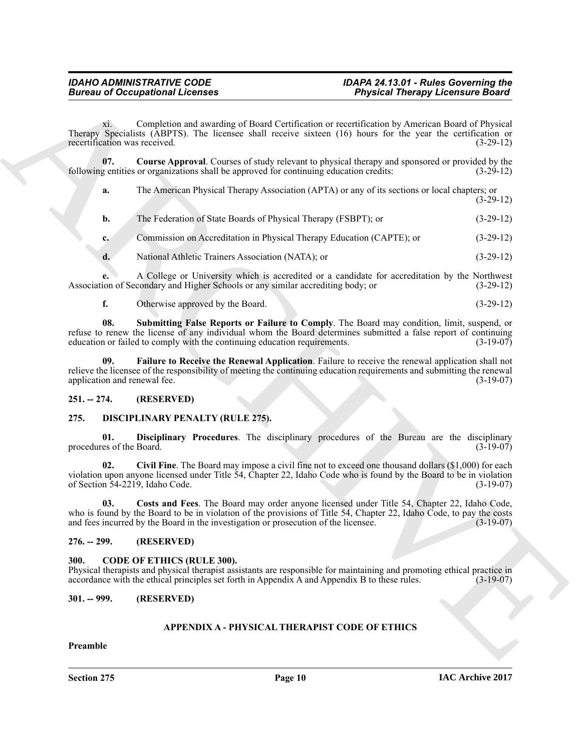xi. Completion and awarding of Board Certification or recertification by American Board of Physical Therapy Specialists (ABPTS). The licensee shall receive sixteen (16) hours for the year the certification or recertification was received. (3-29-12)

**07. Course Approval**. Courses of study relevant to physical therapy and sponsored or provided by the following entities or organizations shall be approved for continuing education credits: (3-29-12)

**a.** The American Physical Therapy Association (APTA) or any of its sections or local chapters; or (3-29-12)

**b.** The Federation of State Boards of Physical Therapy (FSBPT); or (3-29-12)

**c.** Commission on Accreditation in Physical Therapy Education (CAPTE); or (3-29-12)

**d.** National Athletic Trainers Association (NATA); or (3-29-12)

**e.** A College or University which is accredited or a candidate for accreditation by the Northwest Association of Secondary and Higher Schools or any similar accrediting body; or (3-29-12)

**f.** Otherwise approved by the Board. (3-29-12)

**08. Submitting False Reports or Failure to Comply**. The Board may condition, limit, suspend, or refuse to renew the license of any individual whom the Board determines submitted a false report of continuing education or failed to comply with the continuing education requirements. (3-19-07)

**09. Failure to Receive the Renewal Application**. Failure to receive the renewal application shall not relieve the licensee of the responsibility of meeting the continuing education requirements and submitting the renewal application and renewal fee. (3-19-07)

## 251. -- 274. (RESERVED)

## 275. DISCIPLINARY PENALTY (RULE 275).

**01. Disciplinary Procedures**. The disciplinary procedures of the Bureau are the disciplinary procedures of the Board. (3-19-07)

**02. Civil Fine**. The Board may impose a civil fine not to exceed one thousand dollars ($1,000) for each violation upon anyone licensed under Title 54, Chapter 22, Idaho Code who is found by the Board to be in violation of Section 54-2219, Idaho Code. (3-19-07)

**03. Costs and Fees**. The Board may order anyone licensed under Title 54, Chapter 22, Idaho Code, who is found by the Board to be in violation of the provisions of Title 54, Chapter 22, Idaho Code, to pay the costs and fees incurred by the Board in the investigation or prosecution of the licensee. (3-19-07)

## 276. -- 299. (RESERVED)

## 300. CODE OF ETHICS (RULE 300).

Physical therapists and physical therapist assistants are responsible for maintaining and promoting ethical practice in accordance with the ethical principles set forth in Appendix A and Appendix B to these rules. (3-19-07)

## 301. -- 999. (RESERVED)

## APPENDIX A - PHYSICAL THERAPIST CODE OF ETHICS

**Preamble**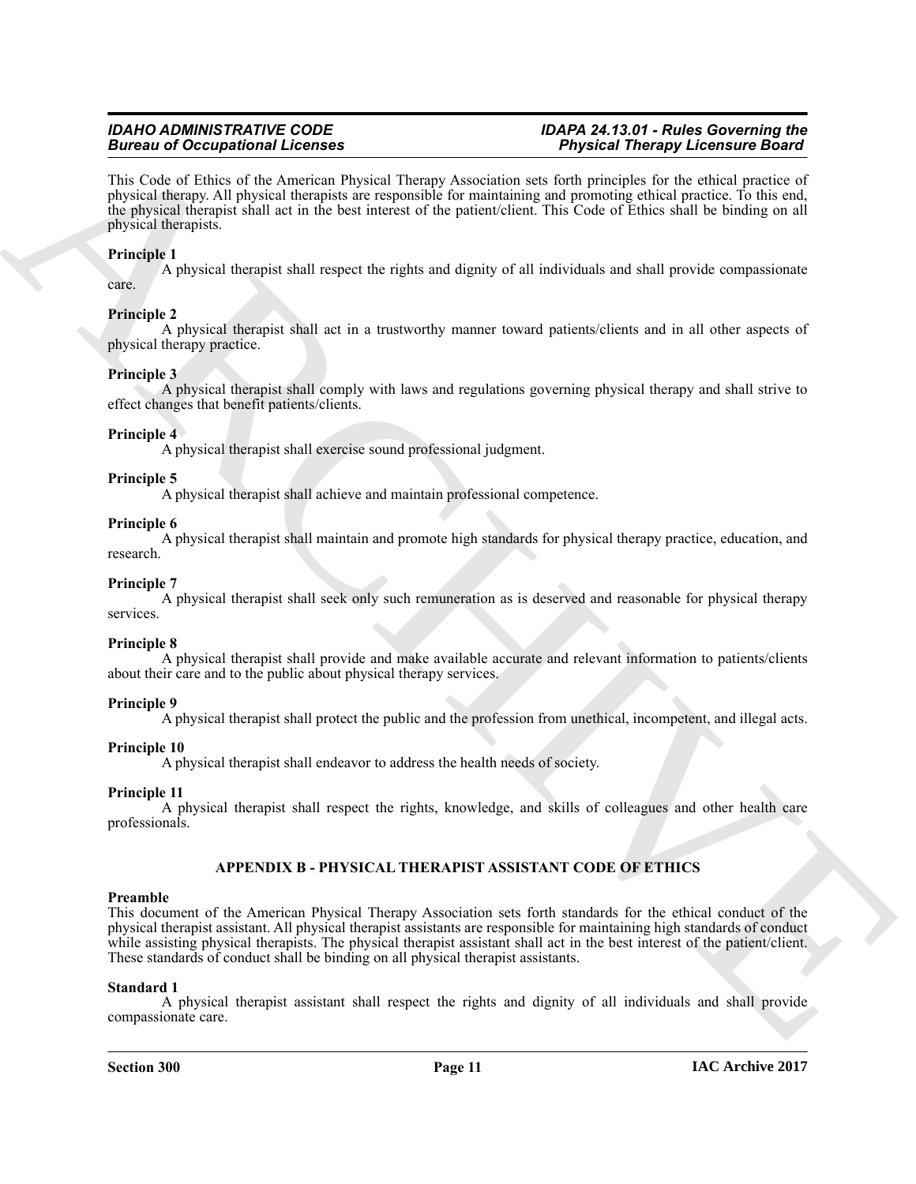This Code of Ethics of the American Physical Therapy Association sets forth principles for the ethical practice of physical therapy. All physical therapists are responsible for maintaining and promoting ethical practice. To this end, the physical therapist shall act in the best interest of the patient/client. This Code of Ethics shall be binding on all physical therapists.

**Principle 1**

A physical therapist shall respect the rights and dignity of all individuals and shall provide compassionate care.

**Principle 2**

A physical therapist shall act in a trustworthy manner toward patients/clients and in all other aspects of physical therapy practice.

**Principle 3**

A physical therapist shall comply with laws and regulations governing physical therapy and shall strive to effect changes that benefit patients/clients.

**Principle 4**

A physical therapist shall exercise sound professional judgment.

**Principle 5**

A physical therapist shall achieve and maintain professional competence.

**Principle 6**

A physical therapist shall maintain and promote high standards for physical therapy practice, education, and research.

**Principle 7**

A physical therapist shall seek only such remuneration as is deserved and reasonable for physical therapy services.

**Principle 8**

A physical therapist shall provide and make available accurate and relevant information to patients/clients about their care and to the public about physical therapy services.

**Principle 9**

A physical therapist shall protect the public and the profession from unethical, incompetent, and illegal acts.

**Principle 10**

A physical therapist shall endeavor to address the health needs of society.

**Principle 11**

A physical therapist shall respect the rights, knowledge, and skills of colleagues and other health care professionals.

## APPENDIX B - PHYSICAL THERAPIST ASSISTANT CODE OF ETHICS

**Preamble**

This document of the American Physical Therapy Association sets forth standards for the ethical conduct of the physical therapist assistant. All physical therapist assistants are responsible for maintaining high standards of conduct while assisting physical therapists. The physical therapist assistant shall act in the best interest of the patient/client. These standards of conduct shall be binding on all physical therapist assistants.

**Standard 1**

A physical therapist assistant shall respect the rights and dignity of all individuals and shall provide compassionate care.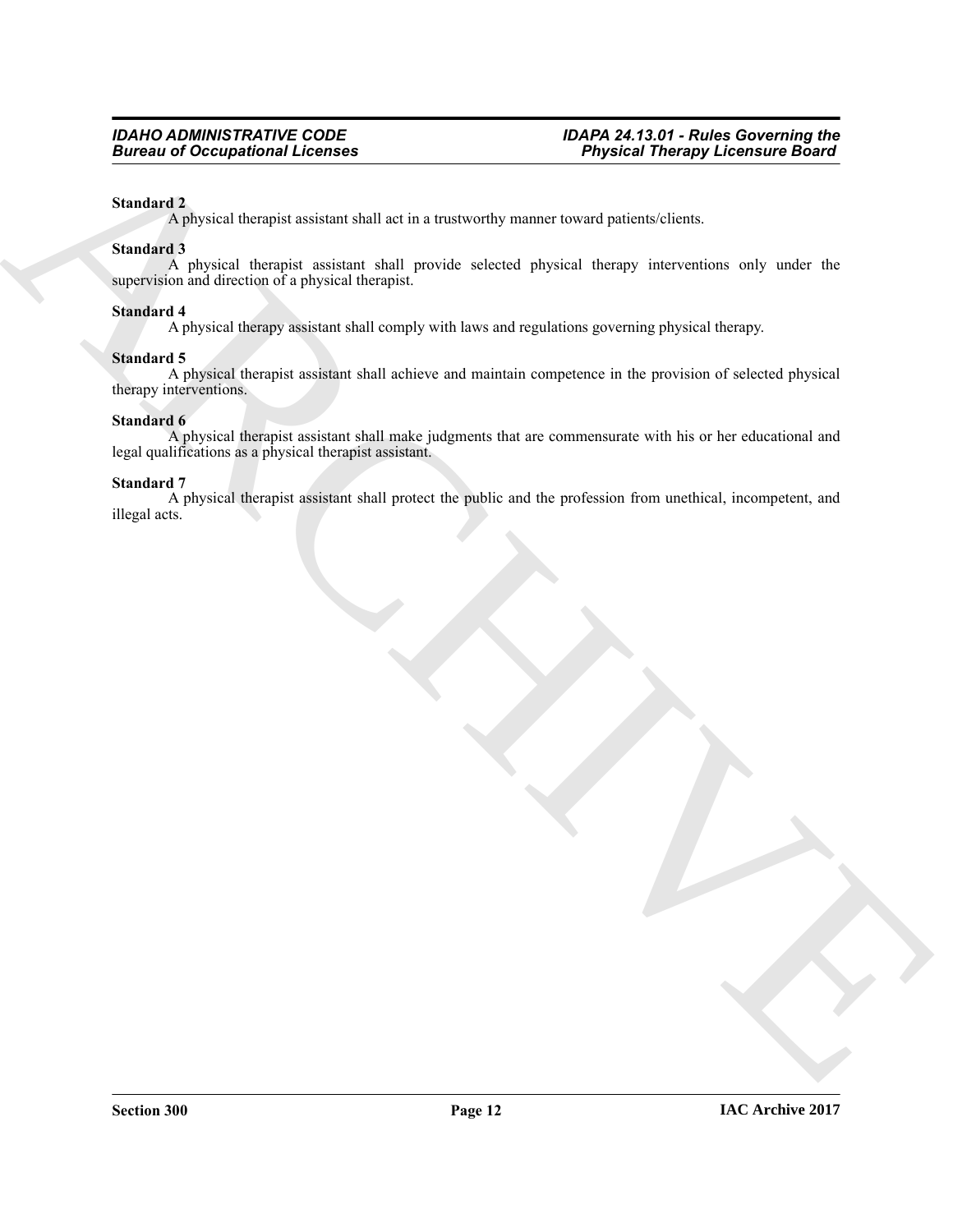**Standard 2**

A physical therapist assistant shall act in a trustworthy manner toward patients/clients.

**Standard 3**

A physical therapist assistant shall provide selected physical therapy interventions only under the supervision and direction of a physical therapist.

**Standard 4**

A physical therapy assistant shall comply with laws and regulations governing physical therapy.

**Standard 5**

A physical therapist assistant shall achieve and maintain competence in the provision of selected physical therapy interventions.

**Standard 6**

A physical therapist assistant shall make judgments that are commensurate with his or her educational and legal qualifications as a physical therapist assistant.

**Standard 7**

A physical therapist assistant shall protect the public and the profession from unethical, incompetent, and illegal acts.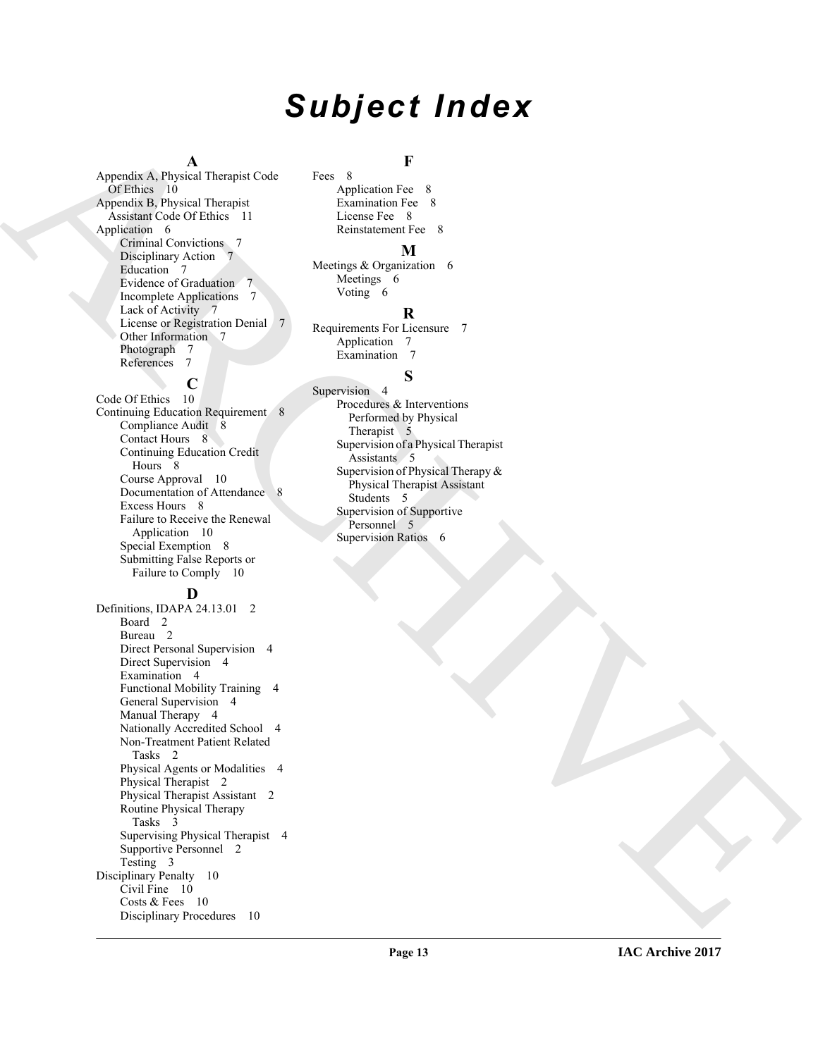# Subject Index

**A**

Appendix A, Physical Therapist Code Of Ethics 10
Appendix B, Physical Therapist Assistant Code Of Ethics 11
Application 6
- Criminal Convictions 7
- Disciplinary Action 7
- Education 7
- Evidence of Graduation 7
- Incomplete Applications 7
- Lack of Activity 7
- License or Registration Denial 7
- Other Information 7
- Photograph 7
- References 7

**C**

Code Of Ethics 10
Continuing Education Requirement 8
- Compliance Audit 8
- Contact Hours 8
- Continuing Education Credit Hours 8
- Course Approval 10
- Documentation of Attendance 8
- Excess Hours 8
- Failure to Receive the Renewal Application 10
- Special Exemption 8
- Submitting False Reports or Failure to Comply 10

**D**

Definitions, IDAPA 24.13.01 2
- Board 2
- Bureau 2
- Direct Personal Supervision 4
- Direct Supervision 4
- Examination 4
- Functional Mobility Training 4
- General Supervision 4
- Manual Therapy 4
- Nationally Accredited School 4
- Non-Treatment Patient Related Tasks 2
- Physical Agents or Modalities 4
- Physical Therapist 2
- Physical Therapist Assistant 2
- Routine Physical Therapy Tasks 3
- Supervising Physical Therapist 4
- Supportive Personnel 2
- Testing 3

Disciplinary Penalty 10
- Civil Fine 10
- Costs & Fees 10
- Disciplinary Procedures 10

**F**

Fees 8
- Application Fee 8
- Examination Fee 8
- License Fee 8
- Reinstatement Fee 8

**M**

Meetings & Organization 6
- Meetings 6
- Voting 6

**R**

Requirements For Licensure 7
- Application 7
- Examination 7

**S**

Supervision 4
- Procedures & Interventions Performed by Physical Therapist 5
- Supervision of a Physical Therapist Assistants 5
- Supervision of Physical Therapy & Physical Therapist Assistant Students 5
- Supervision of Supportive Personnel 5
- Supervision Ratios 6